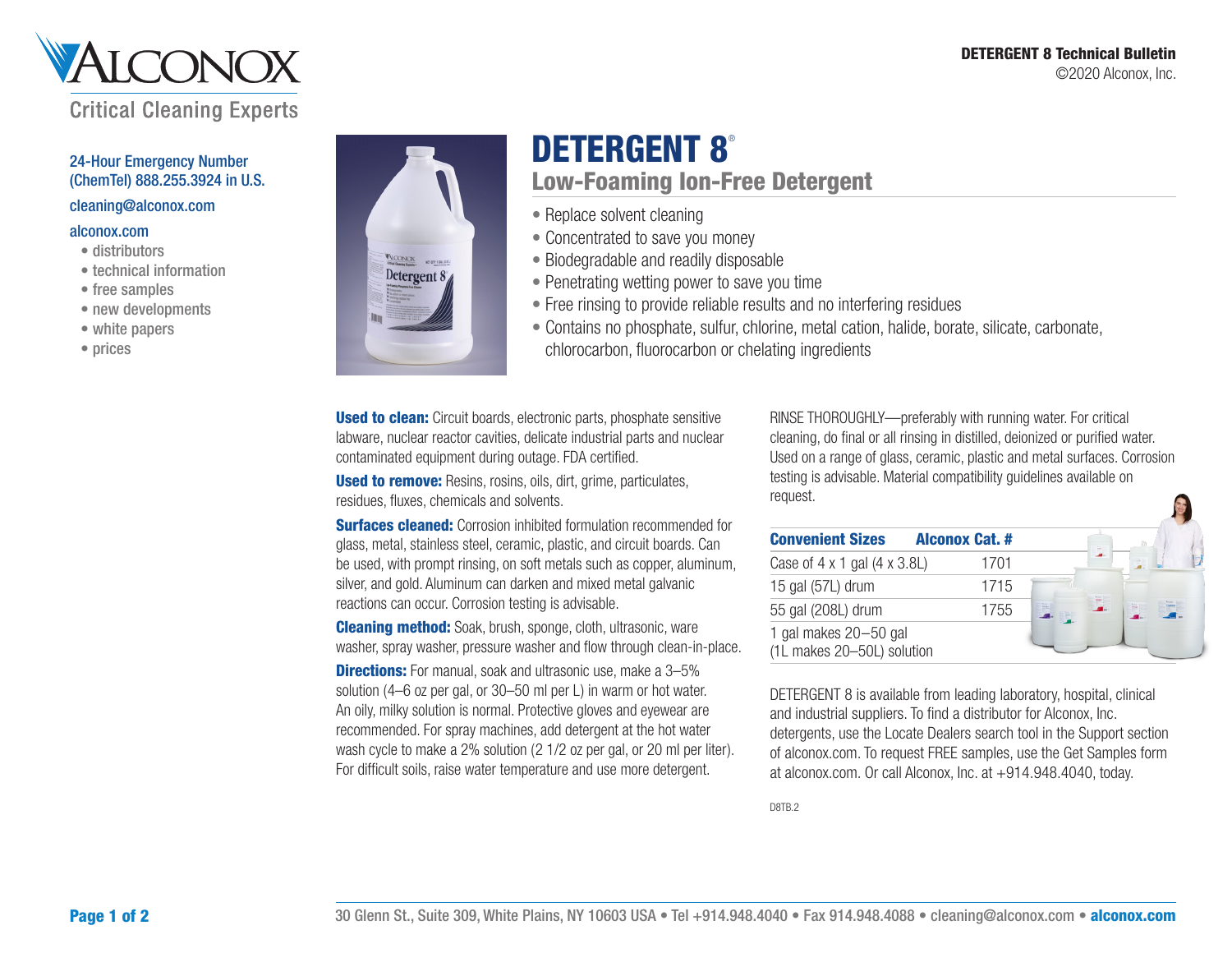ALCONOX
Critical Cleaning Experts

DETERGENT 8 Technical Bulletin
©2020 Alconox, Inc.

24-Hour Emergency Number (ChemTel) 888.255.3924 in U.S.

cleaning@alconox.com

alconox.com
- distributors
- technical information
- free samples
- new developments
- white papers
- prices

# DETERGENT 8®

## Low-Foaming Ion-Free Detergent

- Replace solvent cleaning
- Concentrated to save you money
- Biodegradable and readily disposable
- Penetrating wetting power to save you time
- Free rinsing to provide reliable results and no interfering residues
- Contains no phosphate, sulfur, chlorine, metal cation, halide, borate, silicate, carbonate, chlorocarbon, fluorocarbon or chelating ingredients

**Used to clean:** Circuit boards, electronic parts, phosphate sensitive labware, nuclear reactor cavities, delicate industrial parts and nuclear contaminated equipment during outage. FDA certified.

**Used to remove:** Resins, rosins, oils, dirt, grime, particulates, residues, fluxes, chemicals and solvents.

**Surfaces cleaned:** Corrosion inhibited formulation recommended for glass, metal, stainless steel, ceramic, plastic, and circuit boards. Can be used, with prompt rinsing, on soft metals such as copper, aluminum, silver, and gold. Aluminum can darken and mixed metal galvanic reactions can occur. Corrosion testing is advisable.

**Cleaning method:** Soak, brush, sponge, cloth, ultrasonic, ware washer, spray washer, pressure washer and flow through clean-in-place.

**Directions:** For manual, soak and ultrasonic use, make a 3–5% solution (4–6 oz per gal, or 30–50 ml per L) in warm or hot water. An oily, milky solution is normal. Protective gloves and eyewear are recommended. For spray machines, add detergent at the hot water wash cycle to make a 2% solution (2 1/2 oz per gal, or 20 ml per liter). For difficult soils, raise water temperature and use more detergent.

RINSE THOROUGHLY—preferably with running water. For critical cleaning, do final or all rinsing in distilled, deionized or purified water. Used on a range of glass, ceramic, plastic and metal surfaces. Corrosion testing is advisable. Material compatibility guidelines available on request.

| Convenient Sizes | Alconox Cat. # |
|---|---|
| Case of 4 x 1 gal (4 x 3.8L) | 1701 |
| 15 gal (57L) drum | 1715 |
| 55 gal (208L) drum | 1755 |
| 1 gal makes 20–50 gal (1L makes 20–50L) solution | |

DETERGENT 8 is available from leading laboratory, hospital, clinical and industrial suppliers. To find a distributor for Alconox, Inc. detergents, use the Locate Dealers search tool in the Support section of alconox.com. To request FREE samples, use the Get Samples form at alconox.com. Or call Alconox, Inc. at +914.948.4040, today.

D8TB.2

30 Glenn St., Suite 309, White Plains, NY 10603 USA • Tel +914.948.4040 • Fax 914.948.4088 • cleaning@alconox.com • alconox.com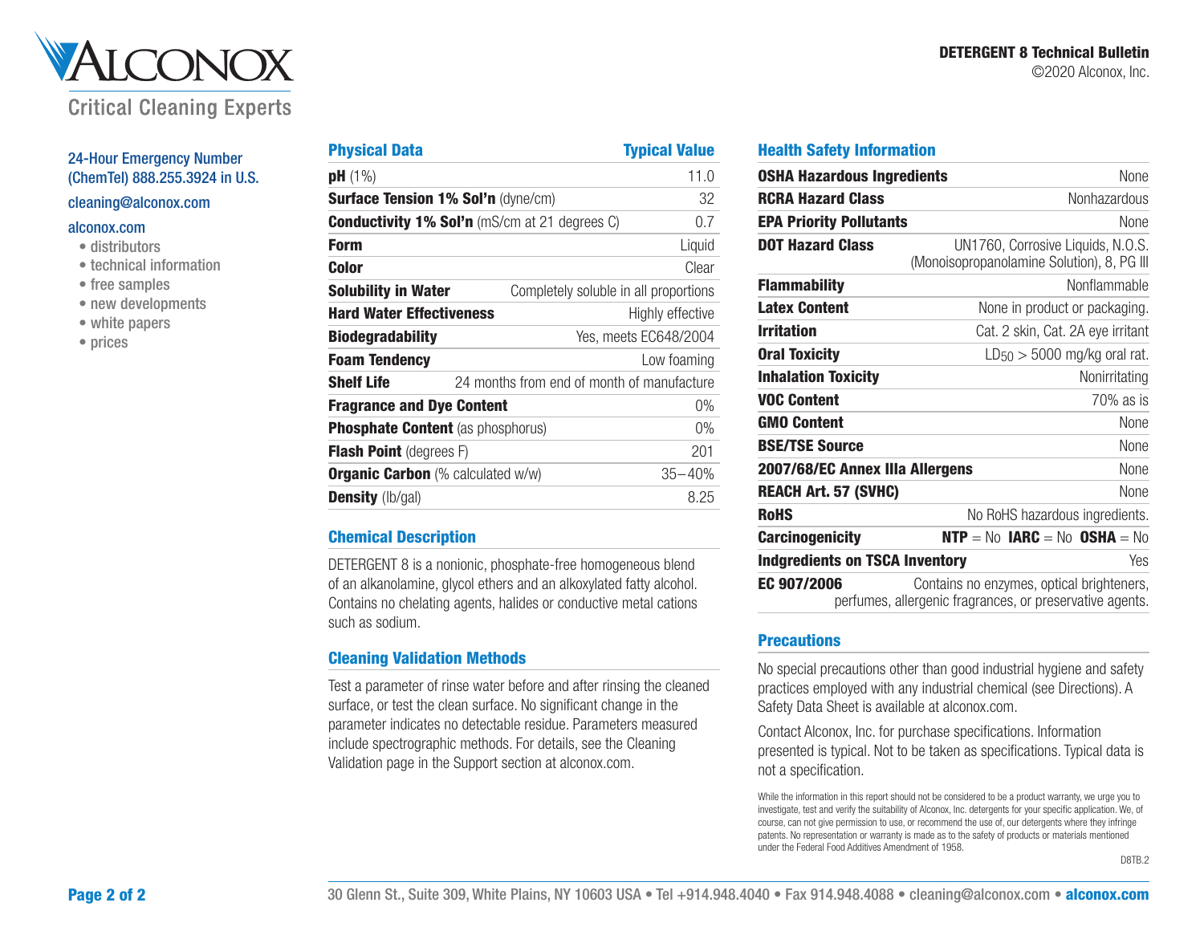ALCONOX

Critical Cleaning Experts

**DETERGENT 8 Technical Bulletin**
©2020 Alconox, Inc.

24-Hour Emergency Number (ChemTel) 888.255.3924 in U.S.

cleaning@alconox.com

alconox.com

- distributors
- technical information
- free samples
- new developments
- white papers
- prices

| Physical Data | Typical Value |
|---|---|
| **pH** (1%) | 11.0 |
| **Surface Tension 1% Sol'n** (dyne/cm) | 32 |
| **Conductivity 1% Sol'n** (mS/cm at 21 degrees C) | 0.7 |
| **Form** | Liquid |
| **Color** | Clear |
| **Solubility in Water** | Completely soluble in all proportions |
| **Hard Water Effectiveness** | Highly effective |
| **Biodegradability** | Yes, meets EC648/2004 |
| **Foam Tendency** | Low foaming |
| **Shelf Life** | 24 months from end of month of manufacture |
| **Fragrance and Dye Content** | 0% |
| **Phosphate Content** (as phosphorus) | 0% |
| **Flash Point** (degrees F) | 201 |
| **Organic Carbon** (% calculated w/w) | 35–40% |
| **Density** (lb/gal) | 8.25 |

## Chemical Description

DETERGENT 8 is a nonionic, phosphate-free homogeneous blend of an alkanolamine, glycol ethers and an alkoxylated fatty alcohol. Contains no chelating agents, halides or conductive metal cations such as sodium.

## Cleaning Validation Methods

Test a parameter of rinse water before and after rinsing the cleaned surface, or test the clean surface. No significant change in the parameter indicates no detectable residue. Parameters measured include spectrographic methods. For details, see the Cleaning Validation page in the Support section at alconox.com.

## Health Safety Information

| | |
|---|---|
| **OSHA Hazardous Ingredients** | None |
| **RCRA Hazard Class** | Nonhazardous |
| **EPA Priority Pollutants** | None |
| **DOT Hazard Class** | UN1760, Corrosive Liquids, N.O.S. (Monoisopropanolamine Solution), 8, PG III |
| **Flammability** | Nonflammable |
| **Latex Content** | None in product or packaging. |
| **Irritation** | Cat. 2 skin, Cat. 2A eye irritant |
| **Oral Toxicity** | $LD_{50}$ > 5000 mg/kg oral rat. |
| **Inhalation Toxicity** | Nonirritating |
| **VOC Content** | 70% as is |
| **GMO Content** | None |
| **BSE/TSE Source** | None |
| **2007/68/EC Annex IIIa Allergens** | None |
| **REACH Art. 57 (SVHC)** | None |
| **RoHS** | No RoHS hazardous ingredients. |
| **Carcinogenicity** | **NTP** = No **IARC** = No **OSHA** = No |
| **Indgredients on TSCA Inventory** | Yes |
| **EC 907/2006** | Contains no enzymes, optical brighteners, perfumes, allergenic fragrances, or preservative agents. |

## Precautions

No special precautions other than good industrial hygiene and safety practices employed with any industrial chemical (see Directions). A Safety Data Sheet is available at alconox.com.

Contact Alconox, Inc. for purchase specifications. Information presented is typical. Not to be taken as specifications. Typical data is not a specification.

While the information in this report should not be considered to be a product warranty, we urge you to investigate, test and verify the suitability of Alconox, Inc. detergents for your specific application. We, of course, can not give permission to use, or recommend the use of, our detergents where they infringe patents. No representation or warranty is made as to the safety of products or materials mentioned under the Federal Food Additives Amendment of 1958.

D8TB.2

30 Glenn St., Suite 309, White Plains, NY 10603 USA • Tel +914.948.4040 • Fax 914.948.4088 • cleaning@alconox.com • **alconox.com**